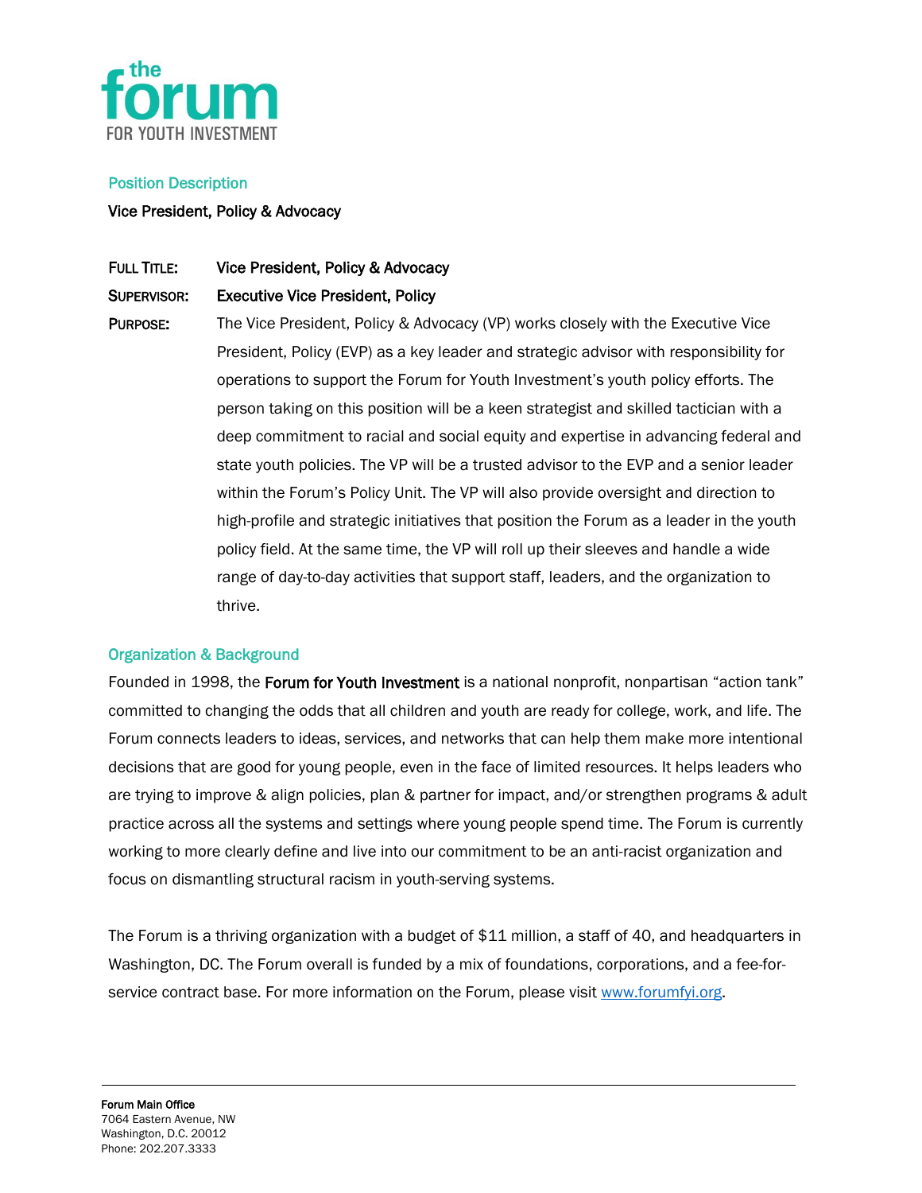the forum
FOR YOUTH INVESTMENT

## Position Description

**Vice President, Policy & Advocacy**

**FULL TITLE:** Vice President, Policy & Advocacy

**SUPERVISOR:** Executive Vice President, Policy

**PURPOSE:** The Vice President, Policy & Advocacy (VP) works closely with the Executive Vice President, Policy (EVP) as a key leader and strategic advisor with responsibility for operations to support the Forum for Youth Investment's youth policy efforts. The person taking on this position will be a keen strategist and skilled tactician with a deep commitment to racial and social equity and expertise in advancing federal and state youth policies. The VP will be a trusted advisor to the EVP and a senior leader within the Forum's Policy Unit. The VP will also provide oversight and direction to high-profile and strategic initiatives that position the Forum as a leader in the youth policy field. At the same time, the VP will roll up their sleeves and handle a wide range of day-to-day activities that support staff, leaders, and the organization to thrive.

## Organization & Background

Founded in 1998, the **Forum for Youth Investment** is a national nonprofit, nonpartisan "action tank" committed to changing the odds that all children and youth are ready for college, work, and life. The Forum connects leaders to ideas, services, and networks that can help them make more intentional decisions that are good for young people, even in the face of limited resources. It helps leaders who are trying to improve & align policies, plan & partner for impact, and/or strengthen programs & adult practice across all the systems and settings where young people spend time. The Forum is currently working to more clearly define and live into our commitment to be an anti-racist organization and focus on dismantling structural racism in youth-serving systems.

The Forum is a thriving organization with a budget of $11 million, a staff of 40, and headquarters in Washington, DC. The Forum overall is funded by a mix of foundations, corporations, and a fee-for-service contract base. For more information on the Forum, please visit www.forumfyi.org.

**Forum Main Office**
7064 Eastern Avenue, NW
Washington, D.C. 20012
Phone: 202.207.3333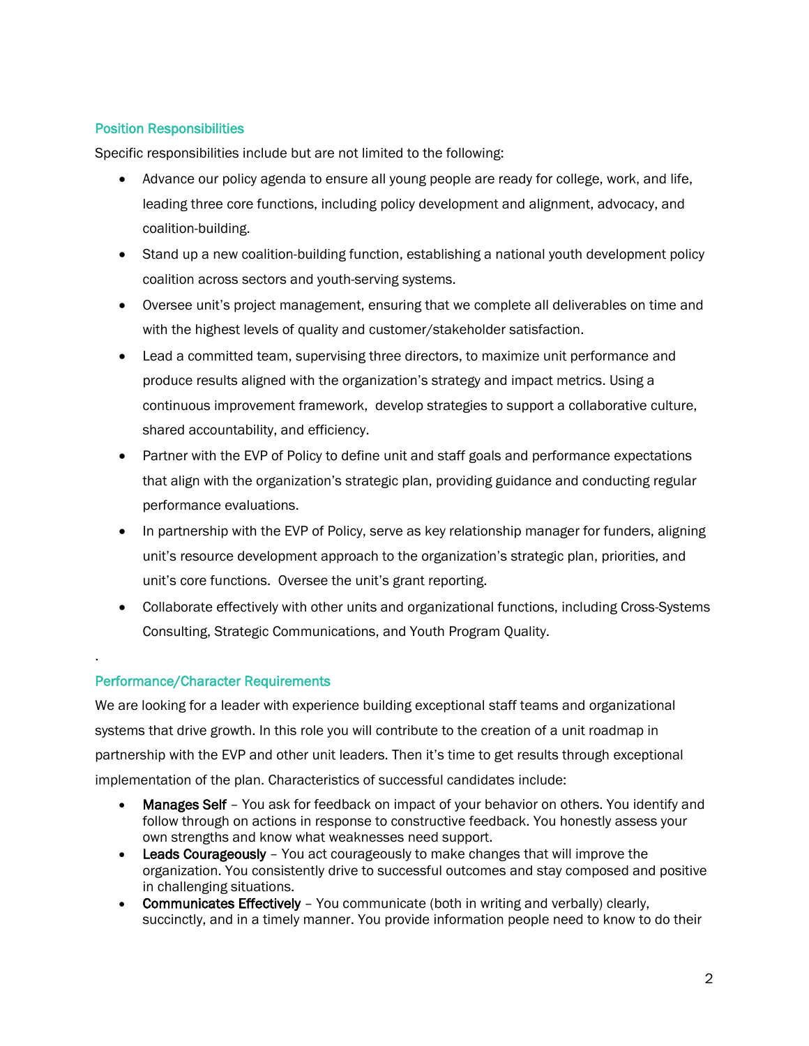## Position Responsibilities

Specific responsibilities include but are not limited to the following:

- Advance our policy agenda to ensure all young people are ready for college, work, and life, leading three core functions, including policy development and alignment, advocacy, and coalition-building.
- Stand up a new coalition-building function, establishing a national youth development policy coalition across sectors and youth-serving systems.
- Oversee unit's project management, ensuring that we complete all deliverables on time and with the highest levels of quality and customer/stakeholder satisfaction.
- Lead a committed team, supervising three directors, to maximize unit performance and produce results aligned with the organization's strategy and impact metrics. Using a continuous improvement framework, develop strategies to support a collaborative culture, shared accountability, and efficiency.
- Partner with the EVP of Policy to define unit and staff goals and performance expectations that align with the organization's strategic plan, providing guidance and conducting regular performance evaluations.
- In partnership with the EVP of Policy, serve as key relationship manager for funders, aligning unit's resource development approach to the organization's strategic plan, priorities, and unit's core functions. Oversee the unit's grant reporting.
- Collaborate effectively with other units and organizational functions, including Cross-Systems Consulting, Strategic Communications, and Youth Program Quality.

.

## Performance/Character Requirements

We are looking for a leader with experience building exceptional staff teams and organizational systems that drive growth. In this role you will contribute to the creation of a unit roadmap in partnership with the EVP and other unit leaders. Then it's time to get results through exceptional implementation of the plan. Characteristics of successful candidates include:

- **Manages Self** – You ask for feedback on impact of your behavior on others. You identify and follow through on actions in response to constructive feedback. You honestly assess your own strengths and know what weaknesses need support.
- **Leads Courageously** – You act courageously to make changes that will improve the organization. You consistently drive to successful outcomes and stay composed and positive in challenging situations.
- **Communicates Effectively** – You communicate (both in writing and verbally) clearly, succinctly, and in a timely manner. You provide information people need to know to do their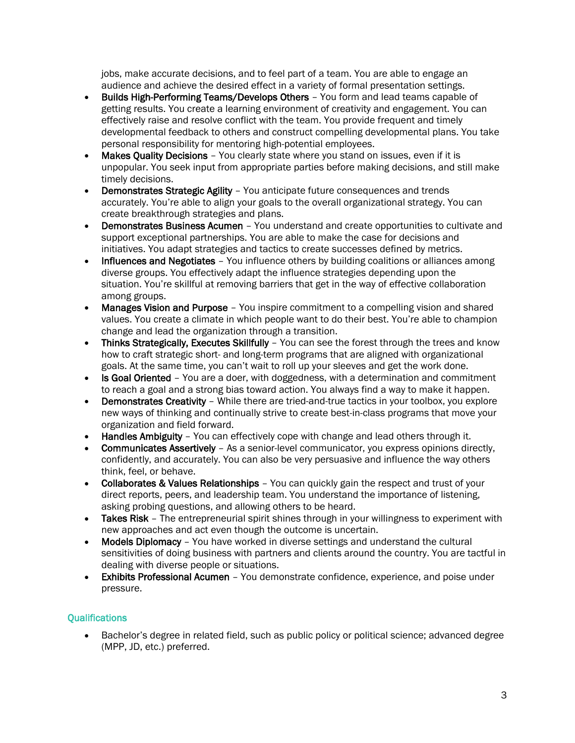jobs, make accurate decisions, and to feel part of a team. You are able to engage an audience and achieve the desired effect in a variety of formal presentation settings.

- Builds High-Performing Teams/Develops Others – You form and lead teams capable of getting results. You create a learning environment of creativity and engagement. You can effectively raise and resolve conflict with the team. You provide frequent and timely developmental feedback to others and construct compelling developmental plans. You take personal responsibility for mentoring high-potential employees.
- Makes Quality Decisions – You clearly state where you stand on issues, even if it is unpopular. You seek input from appropriate parties before making decisions, and still make timely decisions.
- Demonstrates Strategic Agility – You anticipate future consequences and trends accurately. You're able to align your goals to the overall organizational strategy. You can create breakthrough strategies and plans.
- Demonstrates Business Acumen – You understand and create opportunities to cultivate and support exceptional partnerships. You are able to make the case for decisions and initiatives. You adapt strategies and tactics to create successes defined by metrics.
- Influences and Negotiates – You influence others by building coalitions or alliances among diverse groups. You effectively adapt the influence strategies depending upon the situation. You're skillful at removing barriers that get in the way of effective collaboration among groups.
- Manages Vision and Purpose – You inspire commitment to a compelling vision and shared values. You create a climate in which people want to do their best. You're able to champion change and lead the organization through a transition.
- Thinks Strategically, Executes Skillfully – You can see the forest through the trees and know how to craft strategic short- and long-term programs that are aligned with organizational goals. At the same time, you can't wait to roll up your sleeves and get the work done.
- Is Goal Oriented – You are a doer, with doggedness, with a determination and commitment to reach a goal and a strong bias toward action. You always find a way to make it happen.
- Demonstrates Creativity – While there are tried-and-true tactics in your toolbox, you explore new ways of thinking and continually strive to create best-in-class programs that move your organization and field forward.
- Handles Ambiguity – You can effectively cope with change and lead others through it.
- Communicates Assertively – As a senior-level communicator, you express opinions directly, confidently, and accurately. You can also be very persuasive and influence the way others think, feel, or behave.
- Collaborates & Values Relationships – You can quickly gain the respect and trust of your direct reports, peers, and leadership team. You understand the importance of listening, asking probing questions, and allowing others to be heard.
- Takes Risk – The entrepreneurial spirit shines through in your willingness to experiment with new approaches and act even though the outcome is uncertain.
- Models Diplomacy – You have worked in diverse settings and understand the cultural sensitivities of doing business with partners and clients around the country. You are tactful in dealing with diverse people or situations.
- Exhibits Professional Acumen – You demonstrate confidence, experience, and poise under pressure.

## Qualifications

- Bachelor's degree in related field, such as public policy or political science; advanced degree (MPP, JD, etc.) preferred.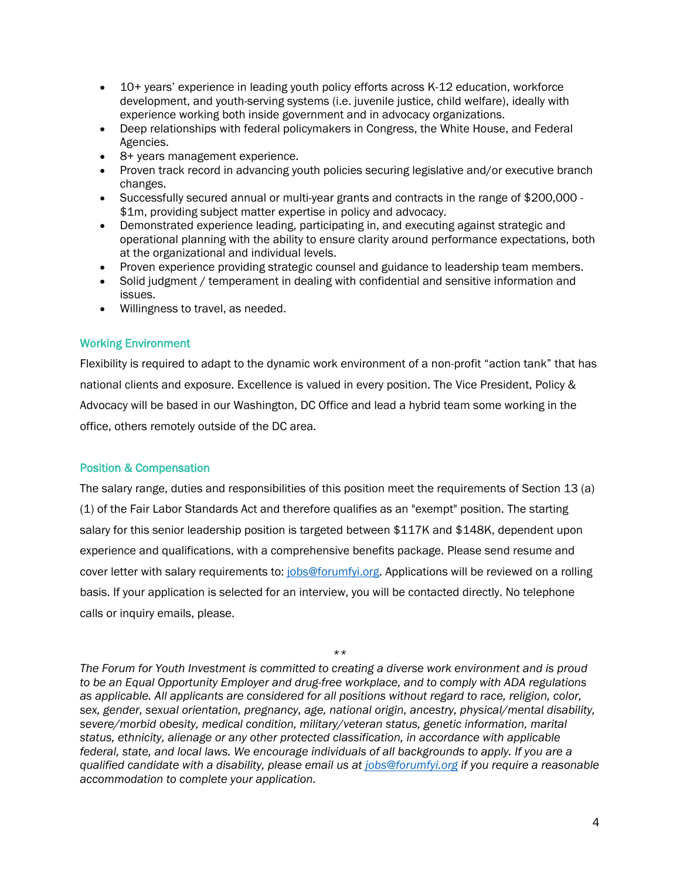- 10+ years' experience in leading youth policy efforts across K-12 education, workforce development, and youth-serving systems (i.e. juvenile justice, child welfare), ideally with experience working both inside government and in advocacy organizations.
- Deep relationships with federal policymakers in Congress, the White House, and Federal Agencies.
- 8+ years management experience.
- Proven track record in advancing youth policies securing legislative and/or executive branch changes.
- Successfully secured annual or multi-year grants and contracts in the range of $200,000 - $1m, providing subject matter expertise in policy and advocacy.
- Demonstrated experience leading, participating in, and executing against strategic and operational planning with the ability to ensure clarity around performance expectations, both at the organizational and individual levels.
- Proven experience providing strategic counsel and guidance to leadership team members.
- Solid judgment / temperament in dealing with confidential and sensitive information and issues.
- Willingness to travel, as needed.

### Working Environment

Flexibility is required to adapt to the dynamic work environment of a non-profit "action tank" that has national clients and exposure. Excellence is valued in every position. The Vice President, Policy & Advocacy will be based in our Washington, DC Office and lead a hybrid team some working in the office, others remotely outside of the DC area.

### Position & Compensation

The salary range, duties and responsibilities of this position meet the requirements of Section 13 (a)(1) of the Fair Labor Standards Act and therefore qualifies as an "exempt" position. The starting salary for this senior leadership position is targeted between $117K and $148K, dependent upon experience and qualifications, with a comprehensive benefits package. Please send resume and cover letter with salary requirements to: jobs@forumfyi.org. Applications will be reviewed on a rolling basis. If your application is selected for an interview, you will be contacted directly. No telephone calls or inquiry emails, please.

**

*The Forum for Youth Investment is committed to creating a diverse work environment and is proud to be an Equal Opportunity Employer and drug-free workplace, and to comply with ADA regulations as applicable. All applicants are considered for all positions without regard to race, religion, color, sex, gender, sexual orientation, pregnancy, age, national origin, ancestry, physical/mental disability, severe/morbid obesity, medical condition, military/veteran status, genetic information, marital status, ethnicity, alienage or any other protected classification, in accordance with applicable federal, state, and local laws. We encourage individuals of all backgrounds to apply. If you are a qualified candidate with a disability, please email us at jobs@forumfyi.org if you require a reasonable accommodation to complete your application.*